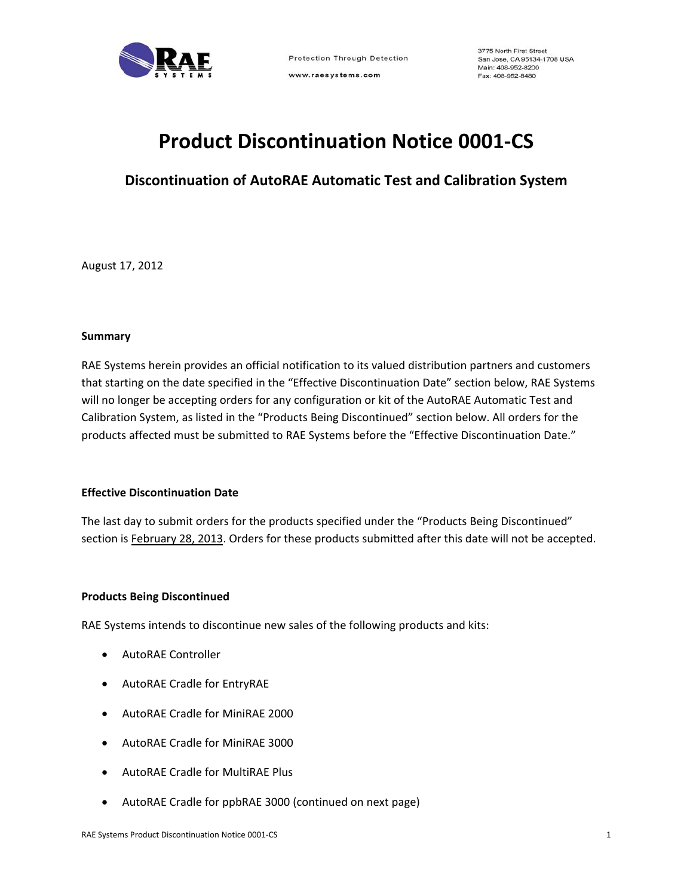Protection Through Detection

www.raesystems.com

3775 North First Street
San Jose, CA 95134-1708 USA
Main: 408-952-8200
Fax: 408-952-8480

# Product Discontinuation Notice 0001-CS

## Discontinuation of AutoRAE Automatic Test and Calibration System

August 17, 2012

**Summary**

RAE Systems herein provides an official notification to its valued distribution partners and customers that starting on the date specified in the "Effective Discontinuation Date" section below, RAE Systems will no longer be accepting orders for any configuration or kit of the AutoRAE Automatic Test and Calibration System, as listed in the "Products Being Discontinued" section below. All orders for the products affected must be submitted to RAE Systems before the "Effective Discontinuation Date."

**Effective Discontinuation Date**

The last day to submit orders for the products specified under the "Products Being Discontinued" section is February 28, 2013. Orders for these products submitted after this date will not be accepted.

**Products Being Discontinued**

RAE Systems intends to discontinue new sales of the following products and kits:

- AutoRAE Controller
- AutoRAE Cradle for EntryRAE
- AutoRAE Cradle for MiniRAE 2000
- AutoRAE Cradle for MiniRAE 3000
- AutoRAE Cradle for MultiRAE Plus
- AutoRAE Cradle for ppbRAE 3000 (continued on next page)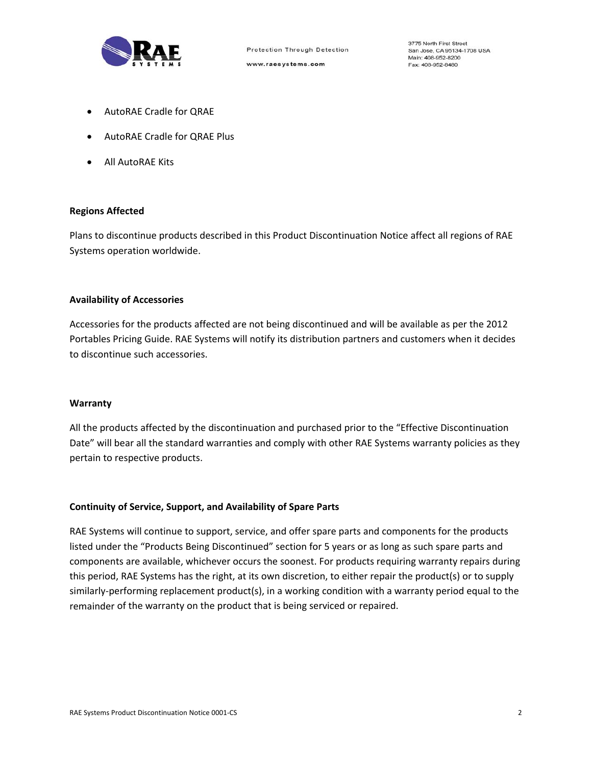- AutoRAE Cradle for QRAE
- AutoRAE Cradle for QRAE Plus
- All AutoRAE Kits

**Regions Affected**

Plans to discontinue products described in this Product Discontinuation Notice affect all regions of RAE Systems operation worldwide.

**Availability of Accessories**

Accessories for the products affected are not being discontinued and will be available as per the 2012 Portables Pricing Guide. RAE Systems will notify its distribution partners and customers when it decides to discontinue such accessories.

**Warranty**

All the products affected by the discontinuation and purchased prior to the "Effective Discontinuation Date" will bear all the standard warranties and comply with other RAE Systems warranty policies as they pertain to respective products.

**Continuity of Service, Support, and Availability of Spare Parts**

RAE Systems will continue to support, service, and offer spare parts and components for the products listed under the "Products Being Discontinued" section for 5 years or as long as such spare parts and components are available, whichever occurs the soonest. For products requiring warranty repairs during this period, RAE Systems has the right, at its own discretion, to either repair the product(s) or to supply similarly-performing replacement product(s), in a working condition with a warranty period equal to the remainder of the warranty on the product that is being serviced or repaired.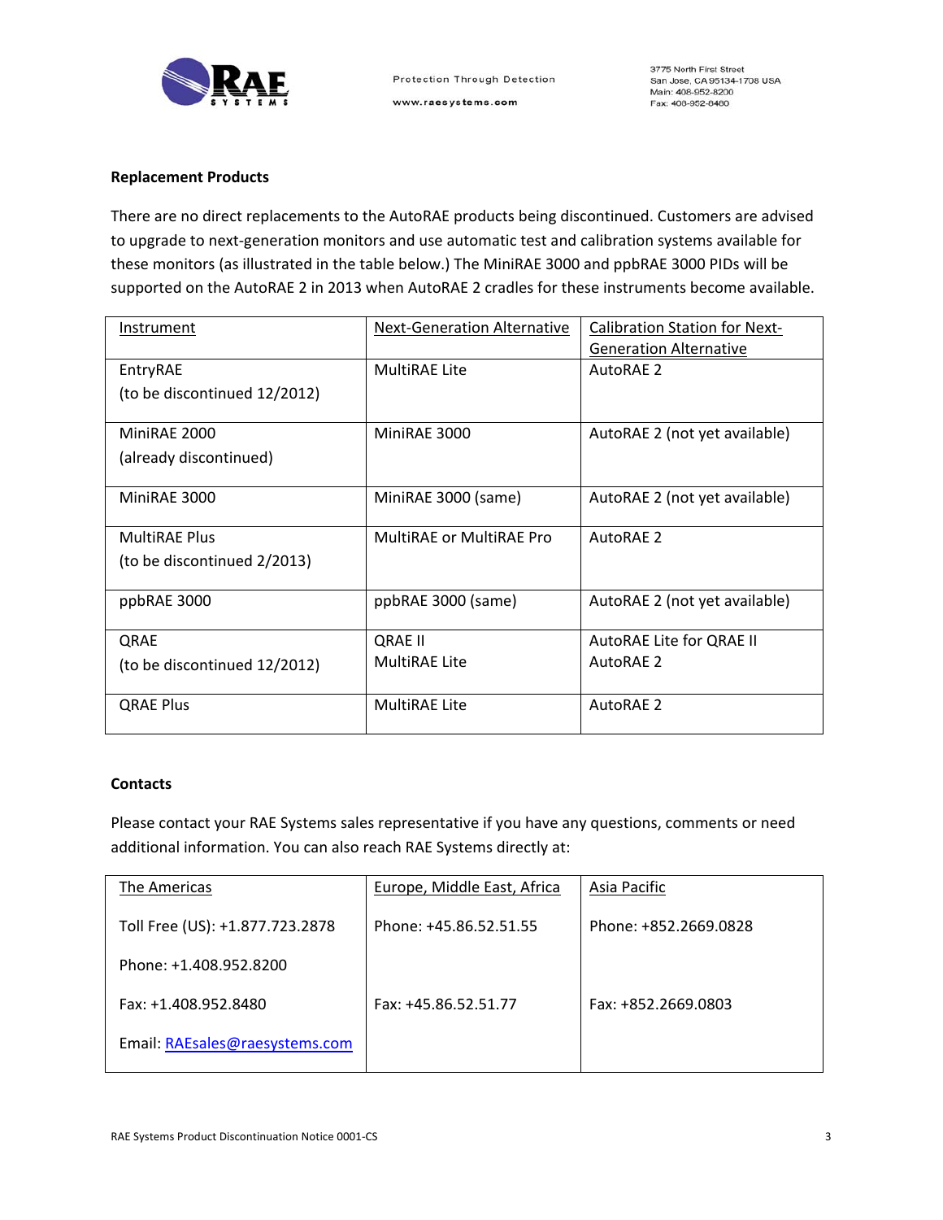### Replacement Products

There are no direct replacements to the AutoRAE products being discontinued. Customers are advised to upgrade to next-generation monitors and use automatic test and calibration systems available for these monitors (as illustrated in the table below.) The MiniRAE 3000 and ppbRAE 3000 PIDs will be supported on the AutoRAE 2 in 2013 when AutoRAE 2 cradles for these instruments become available.

| Instrument | Next-Generation Alternative | Calibration Station for Next-Generation Alternative |
|---|---|---|
| EntryRAE (to be discontinued 12/2012) | MultiRAE Lite | AutoRAE 2 |
| MiniRAE 2000 (already discontinued) | MiniRAE 3000 | AutoRAE 2 (not yet available) |
| MiniRAE 3000 | MiniRAE 3000 (same) | AutoRAE 2 (not yet available) |
| MultiRAE Plus (to be discontinued 2/2013) | MultiRAE or MultiRAE Pro | AutoRAE 2 |
| ppbRAE 3000 | ppbRAE 3000 (same) | AutoRAE 2 (not yet available) |
| QRAE (to be discontinued 12/2012) | QRAE II<br>MultiRAE Lite | AutoRAE Lite for QRAE II<br>AutoRAE 2 |
| QRAE Plus | MultiRAE Lite | AutoRAE 2 |

### Contacts

Please contact your RAE Systems sales representative if you have any questions, comments or need additional information. You can also reach RAE Systems directly at:

| The Americas | Europe, Middle East, Africa | Asia Pacific |
|---|---|---|
| Toll Free (US): +1.877.723.2878 | Phone: +45.86.52.51.55 | Phone: +852.2669.0828 |
| Phone: +1.408.952.8200 | | |
| Fax: +1.408.952.8480 | Fax: +45.86.52.51.77 | Fax: +852.2669.0803 |
| Email: RAEsales@raesystems.com | | |